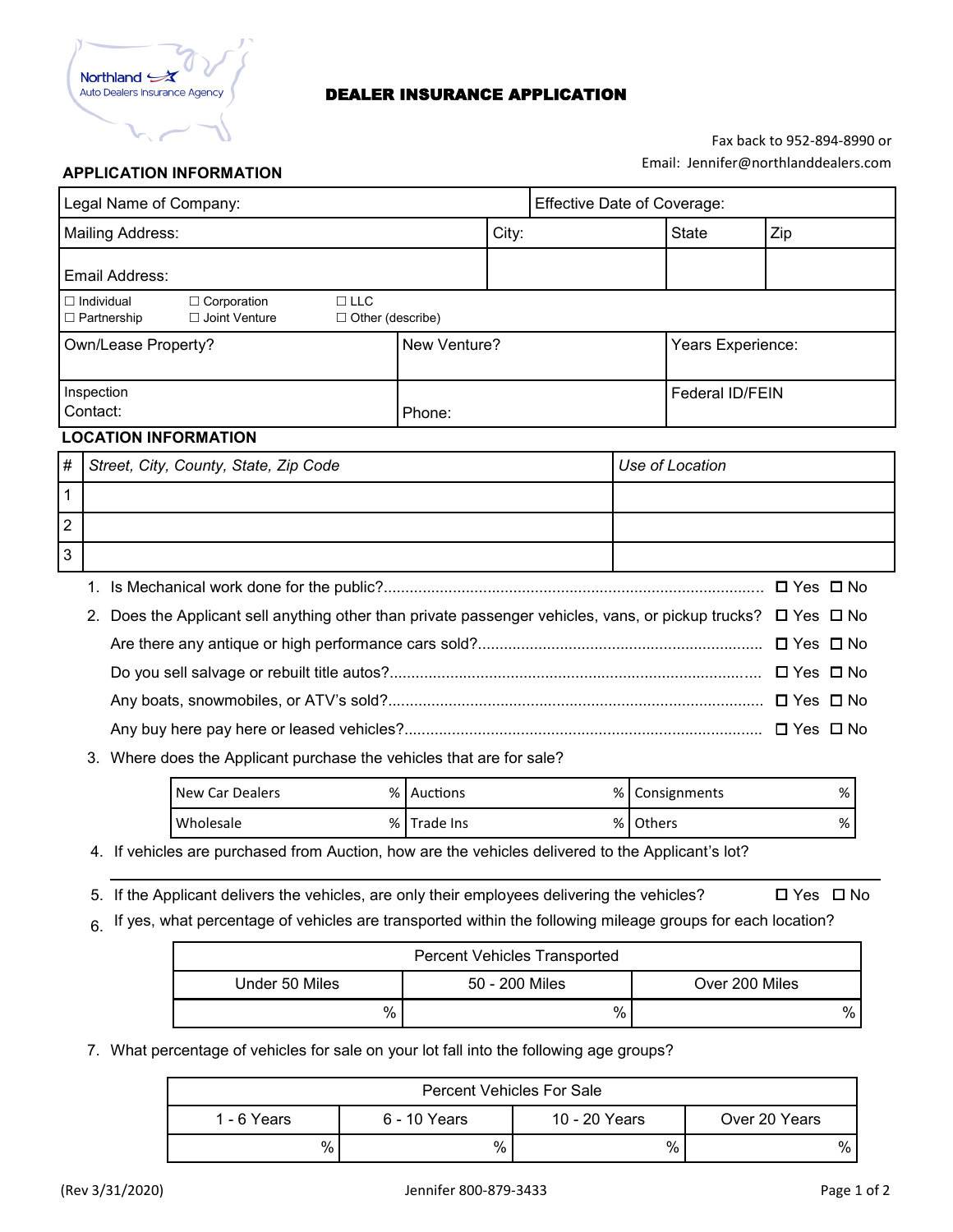Northland Auto Dealers Insurance Agency

# DEALER INSURANCE APPLICATION

Fax back to 952-894-8990 or
Email: Jennifer@northlanddealers.com

## APPLICATION INFORMATION

| Legal Name of Company: | | Effective Date of Coverage: | |
|---|---|---|---|
| Mailing Address: | City: | State | Zip |
| Email Address: | | | |

☐ Individual ☐ Corporation ☐ LLC
☐ Partnership ☐ Joint Venture ☐ Other (describe)

| Own/Lease Property? | New Venture? | Years Experience: |
|---|---|---|
| Inspection Contact: | Phone: | Federal ID/FEIN |

## LOCATION INFORMATION

| # | Street, City, County, State, Zip Code | Use of Location |
|---|---|---|
| 1 | | |
| 2 | | |
| 3 | | |

1. Is Mechanical work done for the public?........................................................ ☐ Yes ☐ No
2. Does the Applicant sell anything other than private passenger vehicles, vans, or pickup trucks? ☐ Yes ☐ No
   Are there any antique or high performance cars sold?........................................ ☐ Yes ☐ No
   Do you sell salvage or rebuilt title autos?........................................ ☐ Yes ☐ No
   Any boats, snowmobiles, or ATV's sold?........................................ ☐ Yes ☐ No
   Any buy here pay here or leased vehicles?........................................ ☐ Yes ☐ No
3. Where does the Applicant purchase the vehicles that are for sale?

| New Car Dealers | % | Auctions | % | Consignments | % |
|---|---|---|---|---|---|
| Wholesale | % | Trade Ins | % | Others | % |

4. If vehicles are purchased from Auction, how are the vehicles delivered to the Applicant's lot?

   ______________________________________________________________________

5. If the Applicant delivers the vehicles, are only their employees delivering the vehicles? ☐ Yes ☐ No
6. If yes, what percentage of vehicles are transported within the following mileage groups for each location?

| Percent Vehicles Transported | | |
|---|---|---|
| Under 50 Miles | 50 - 200 Miles | Over 200 Miles |
| % | % | % |

7. What percentage of vehicles for sale on your lot fall into the following age groups?

| Percent Vehicles For Sale | | | |
|---|---|---|---|
| 1 - 6 Years | 6 - 10 Years | 10 - 20 Years | Over 20 Years |
| % | % | % | % |

(Rev 3/31/2020) Jennifer 800-879-3433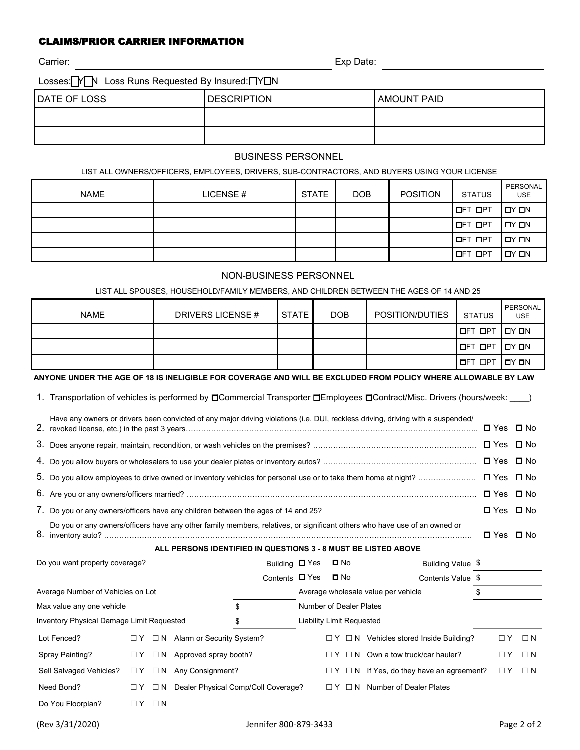## CLAIMS/PRIOR CARRIER INFORMATION

Carrier: ______________________________ Exp Date: ______________________________

Losses: ☐Y ☐N Loss Runs Requested By Insured: ☐Y ☐N

| DATE OF LOSS | DESCRIPTION | AMOUNT PAID |
|---|---|---|
| | | |
| | | |

### BUSINESS PERSONNEL

LIST ALL OWNERS/OFFICERS, EMPLOYEES, DRIVERS, SUB-CONTRACTORS, AND BUYERS USING YOUR LICENSE

| NAME | LICENSE # | STATE | DOB | POSITION | STATUS | PERSONAL USE |
|---|---|---|---|---|---|---|
| | | | | | ☐FT ☐PT | ☐Y ☐N |
| | | | | | ☐FT ☐PT | ☐Y ☐N |
| | | | | | ☐FT ☐PT | ☐Y ☐N |
| | | | | | ☐FT ☐PT | ☐Y ☐N |

### NON-BUSINESS PERSONNEL

LIST ALL SPOUSES, HOUSEHOLD/FAMILY MEMBERS, AND CHILDREN BETWEEN THE AGES OF 14 AND 25

| NAME | DRIVERS LICENSE # | STATE | DOB | POSITION/DUTIES | STATUS | PERSONAL USE |
|---|---|---|---|---|---|---|
| | | | | | ☐FT ☐PT | ☐Y ☐N |
| | | | | | ☐FT ☐PT | ☐Y ☐N |
| | | | | | ☐FT ☐PT | ☐Y ☐N |

**ANYONE UNDER THE AGE OF 18 IS INELIGIBLE FOR COVERAGE AND WILL BE EXCLUDED FROM POLICY WHERE ALLOWABLE BY LAW**

1. Transportation of vehicles is performed by ☐Commercial Transporter ☐Employees ☐Contract/Misc. Drivers (hours/week: ____)
2. Have any owners or drivers been convicted of any major driving violations (i.e. DUI, reckless driving, driving with a suspended/ revoked license, etc.) in the past 3 years…… ☐ Yes ☐ No
3. Does anyone repair, maintain, recondition, or wash vehicles on the premises? …… ☐ Yes ☐ No
4. Do you allow buyers or wholesalers to use your dealer plates or inventory autos? …… ☐ Yes ☐ No
5. Do you allow employees to drive owned or inventory vehicles for personal use or to take them home at night? …… ☐ Yes ☐ No
6. Are you or any owners/officers married? …… ☐ Yes ☐ No
7. Do you or any owners/officers have any children between the ages of 14 and 25? ☐ Yes ☐ No
8. Do you or any owners/officers have any other family members, relatives, or significant others who have use of an owned or inventory auto? …… ☐ Yes ☐ No

**ALL PERSONS IDENTIFIED IN QUESTIONS 3 - 8 MUST BE LISTED ABOVE**

Do you want property coverage? Building ☐ Yes ☐ No Building Value $ ________

Contents ☐ Yes ☐ No Contents Value $ ________

Average Number of Vehicles on Lot ________ Average wholesale value per vehicle $ ________

Max value any one vehicle $ ________ Number of Dealer Plates ________

Inventory Physical Damage Limit Requested $ ________ Liability Limit Requested ________

| | | | | | |
|---|---|---|---|---|---|
| Lot Fenced? | ☐ Y ☐ N | Alarm or Security System? | ☐ Y ☐ N | Vehicles stored Inside Building? | ☐ Y ☐ N |
| Spray Painting? | ☐ Y ☐ N | Approved spray booth? | ☐ Y ☐ N | Own a tow truck/car hauler? | ☐ Y ☐ N |
| Sell Salvaged Vehicles? | ☐ Y ☐ N | Any Consignment? | ☐ Y ☐ N | If Yes, do they have an agreement? | ☐ Y ☐ N |
| Need Bond? | ☐ Y ☐ N | Dealer Physical Comp/Coll Coverage? | ☐ Y ☐ N | Number of Dealer Plates | ________ |
| Do You Floorplan? | ☐ Y ☐ N | | | | |

(Rev 3/31/2020) Jennifer 800-879-3433